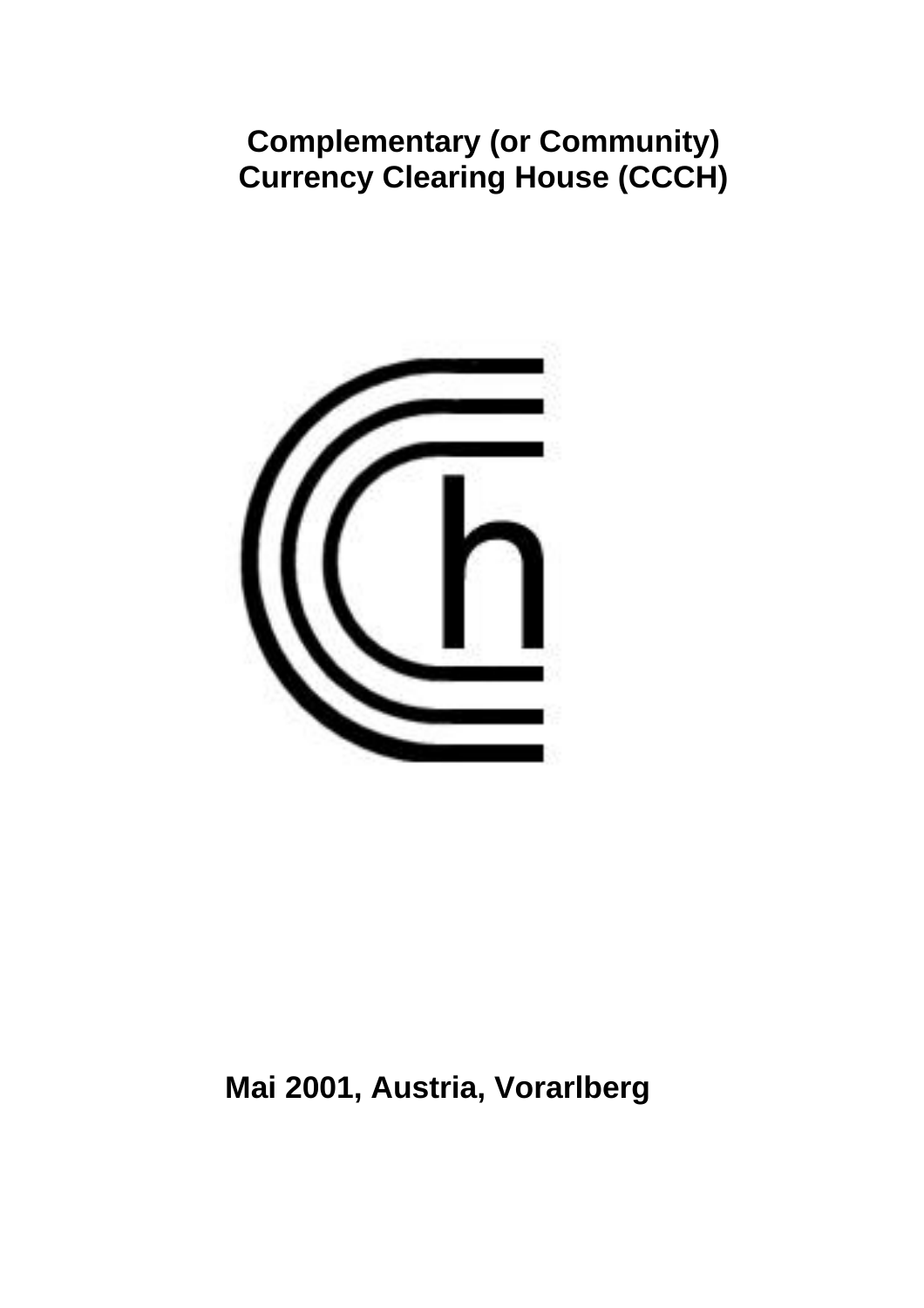# Complementary (or Community) Currency Clearing House (CCCH)

**Mai 2001, Austria, Vorarlberg**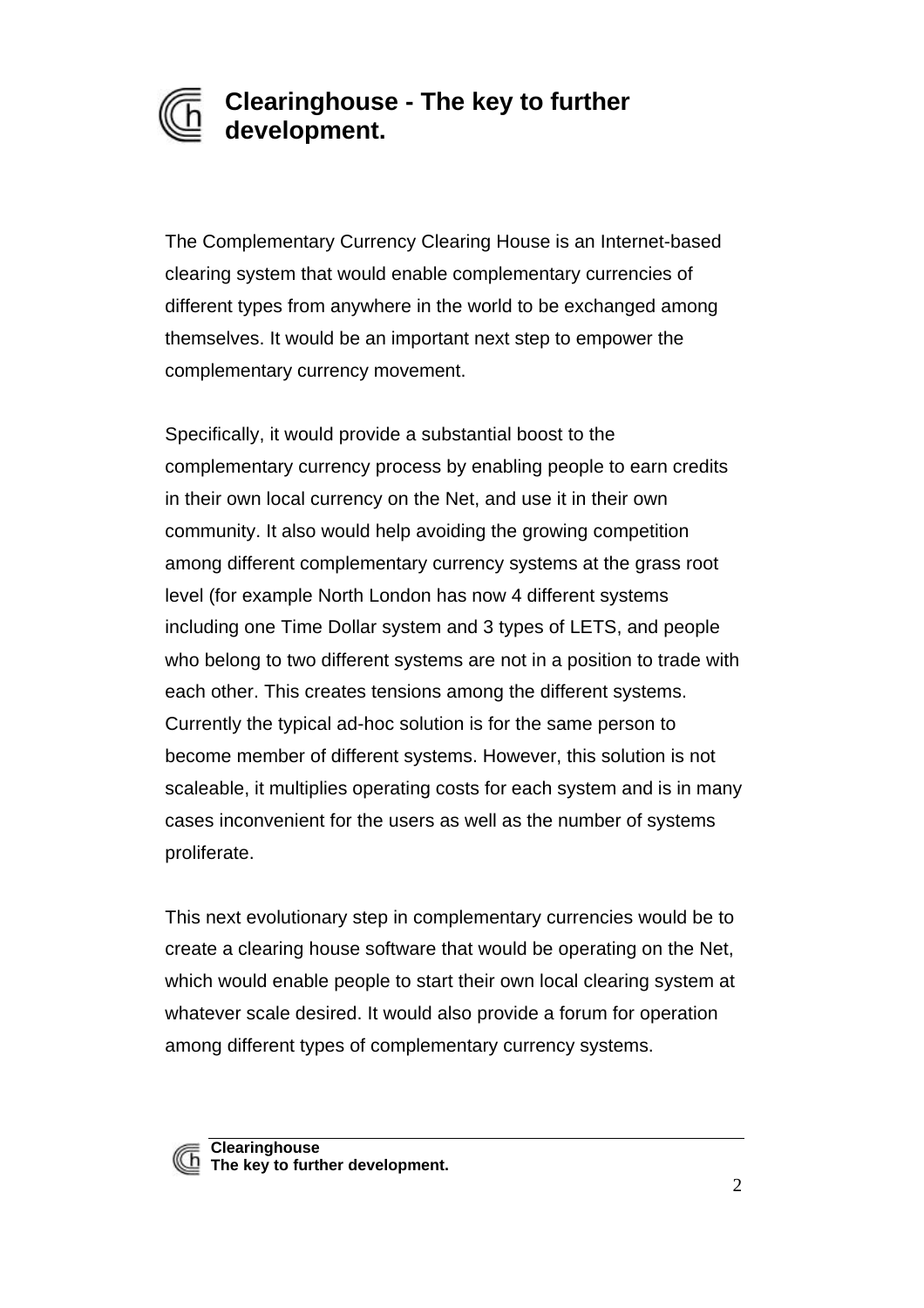# Clearinghouse - The key to further development.

The Complementary Currency Clearing House is an Internet-based clearing system that would enable complementary currencies of different types from anywhere in the world to be exchanged among themselves. It would be an important next step to empower the complementary currency movement.

Specifically, it would provide a substantial boost to the complementary currency process by enabling people to earn credits in their own local currency on the Net, and use it in their own community. It also would help avoiding the growing competition among different complementary currency systems at the grass root level (for example North London has now 4 different systems including one Time Dollar system and 3 types of LETS, and people who belong to two different systems are not in a position to trade with each other. This creates tensions among the different systems. Currently the typical ad-hoc solution is for the same person to become member of different systems. However, this solution is not scaleable, it multiplies operating costs for each system and is in many cases inconvenient for the users as well as the number of systems proliferate.

This next evolutionary step in complementary currencies would be to create a clearing house software that would be operating on the Net, which would enable people to start their own local clearing system at whatever scale desired. It would also provide a forum for operation among different types of complementary currency systems.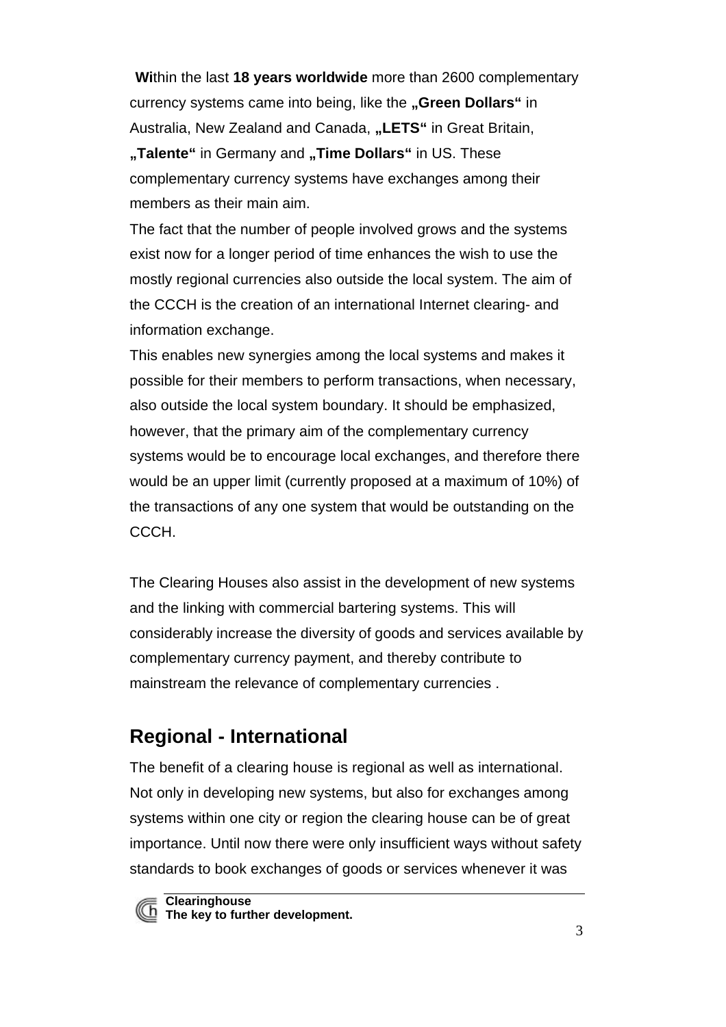**Wi**thin the last **18 years worldwide** more than 2600 complementary currency systems came into being, like the **„Green Dollars“** in Australia, New Zealand and Canada, **„LETS“** in Great Britain, **„Talente“** in Germany and **„Time Dollars“** in US. These complementary currency systems have exchanges among their members as their main aim.

The fact that the number of people involved grows and the systems exist now for a longer period of time enhances the wish to use the mostly regional currencies also outside the local system. The aim of the CCCH is the creation of an international Internet clearing- and information exchange.

This enables new synergies among the local systems and makes it possible for their members to perform transactions, when necessary, also outside the local system boundary. It should be emphasized, however, that the primary aim of the complementary currency systems would be to encourage local exchanges, and therefore there would be an upper limit (currently proposed at a maximum of 10%) of the transactions of any one system that would be outstanding on the CCCH.

The Clearing Houses also assist in the development of new systems and the linking with commercial bartering systems. This will considerably increase the diversity of goods and services available by complementary currency payment, and thereby contribute to mainstream the relevance of complementary currencies .

## Regional - International

The benefit of a clearing house is regional as well as international. Not only in developing new systems, but also for exchanges among systems within one city or region the clearing house can be of great importance. Until now there were only insufficient ways without safety standards to book exchanges of goods or services whenever it was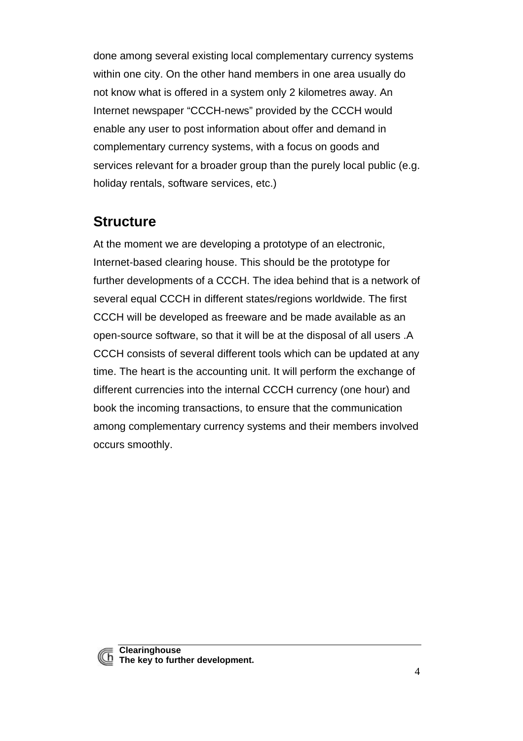done among several existing local complementary currency systems within one city. On the other hand members in one area usually do not know what is offered in a system only 2 kilometres away. An Internet newspaper "CCCH-news" provided by the CCCH would enable any user to post information about offer and demand in complementary currency systems, with a focus on goods and services relevant for a broader group than the purely local public (e.g. holiday rentals, software services, etc.)

## Structure

At the moment we are developing a prototype of an electronic, Internet-based clearing house. This should be the prototype for further developments of a CCCH. The idea behind that is a network of several equal CCCH in different states/regions worldwide. The first CCCH will be developed as freeware and be made available as an open-source software, so that it will be at the disposal of all users .A CCCH consists of several different tools which can be updated at any time. The heart is the accounting unit. It will perform the exchange of different currencies into the internal CCCH currency (one hour) and book the incoming transactions, to ensure that the communication among complementary currency systems and their members involved occurs smoothly.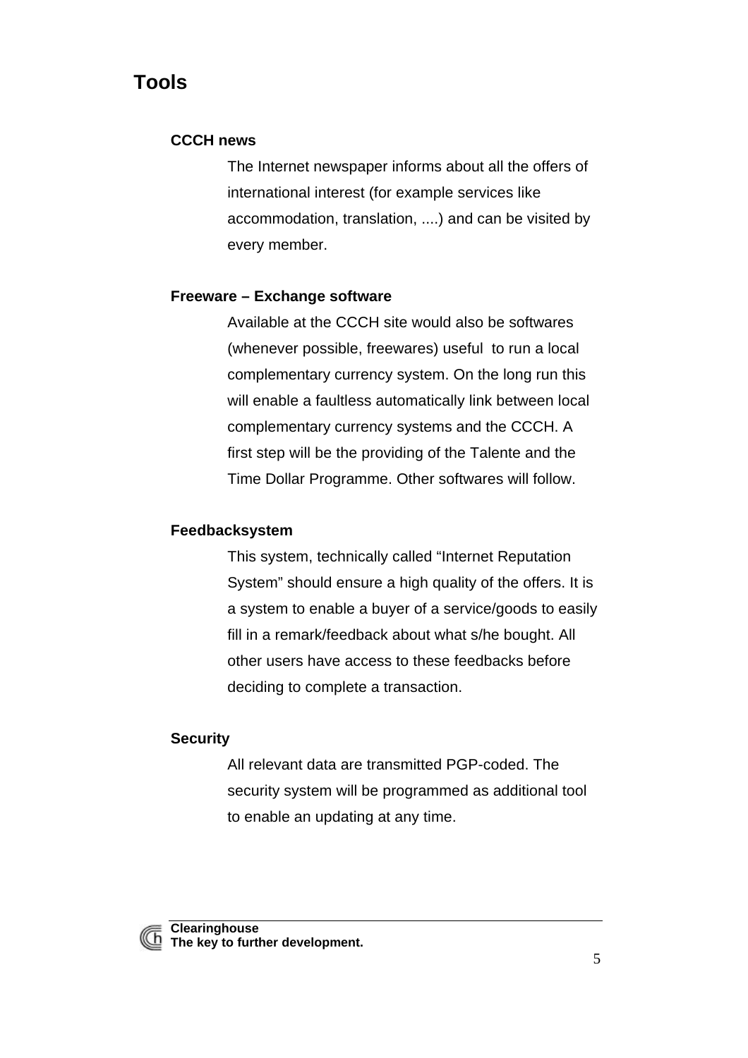# Tools

### CCCH news

The Internet newspaper informs about all the offers of international interest (for example services like accommodation, translation, ....) and can be visited by every member.

### Freeware – Exchange software

Available at the CCCH site would also be softwares (whenever possible, freewares) useful to run a local complementary currency system. On the long run this will enable a faultless automatically link between local complementary currency systems and the CCCH. A first step will be the providing of the Talente and the Time Dollar Programme. Other softwares will follow.

### Feedbacksystem

This system, technically called "Internet Reputation System" should ensure a high quality of the offers. It is a system to enable a buyer of a service/goods to easily fill in a remark/feedback about what s/he bought. All other users have access to these feedbacks before deciding to complete a transaction.

### Security

All relevant data are transmitted PGP-coded. The security system will be programmed as additional tool to enable an updating at any time.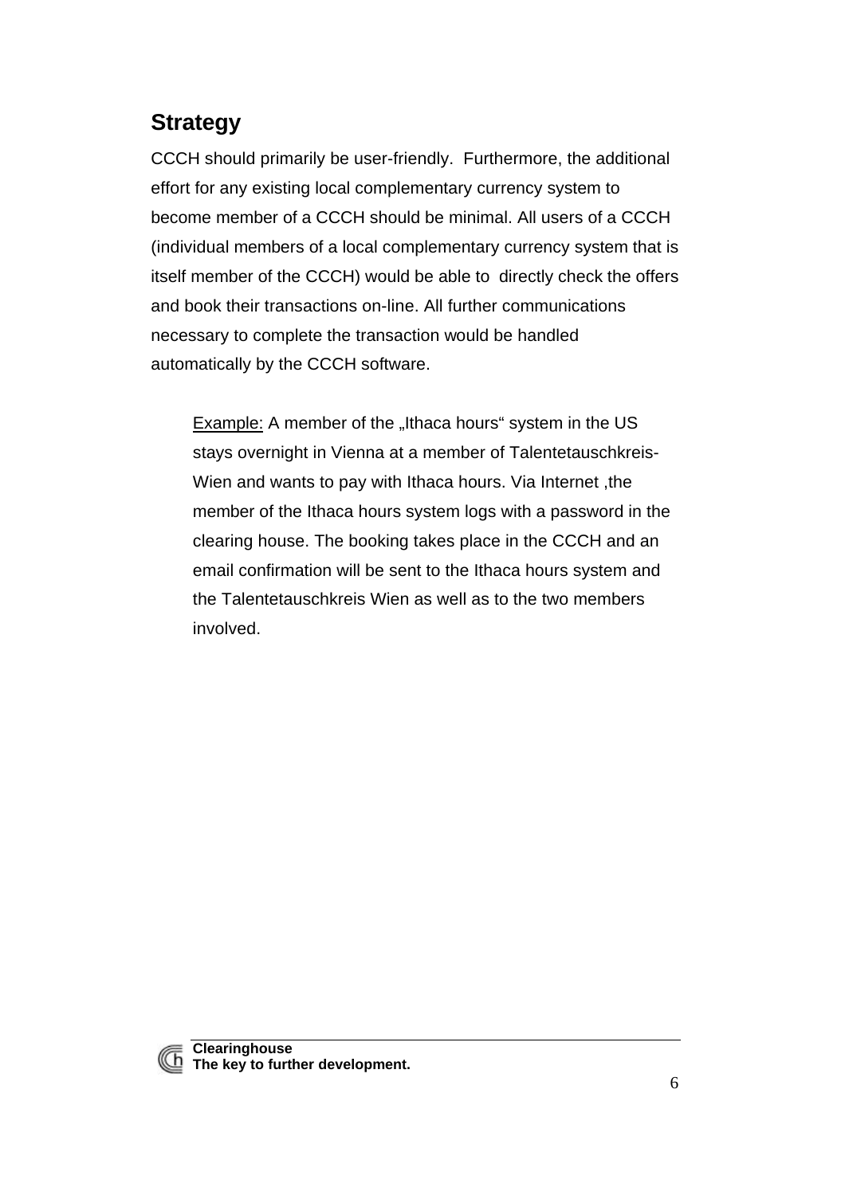## Strategy

CCCH should primarily be user-friendly. Furthermore, the additional effort for any existing local complementary currency system to become member of a CCCH should be minimal. All users of a CCCH (individual members of a local complementary currency system that is itself member of the CCCH) would be able to directly check the offers and book their transactions on-line. All further communications necessary to complete the transaction would be handled automatically by the CCCH software.

> Example: A member of the „Ithaca hours" system in the US stays overnight in Vienna at a member of Talentetauschkreis-Wien and wants to pay with Ithaca hours. Via Internet ,the member of the Ithaca hours system logs with a password in the clearing house. The booking takes place in the CCCH and an email confirmation will be sent to the Ithaca hours system and the Talentetauschkreis Wien as well as to the two members involved.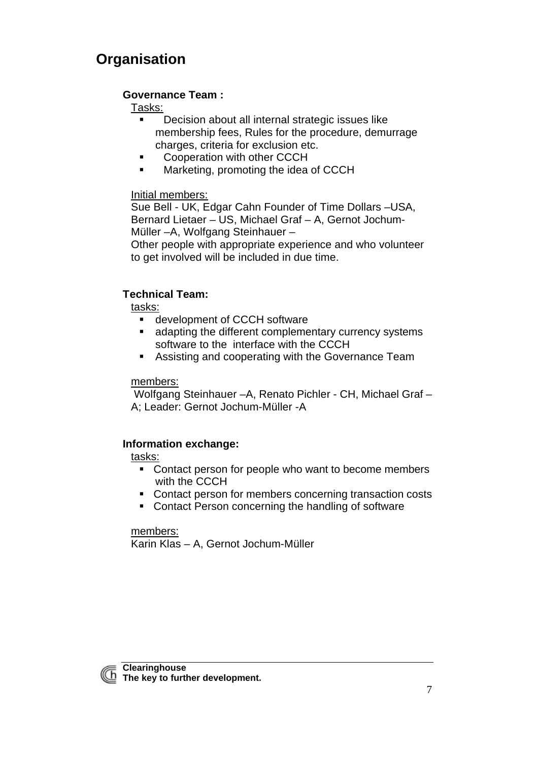# Organisation

**Governance Team :**

Tasks:

- Decision about all internal strategic issues like membership fees, Rules for the procedure, demurrage charges, criteria for exclusion etc.
- Cooperation with other CCCH
- Marketing, promoting the idea of CCCH

Initial members:

Sue Bell - UK, Edgar Cahn Founder of Time Dollars –USA, Bernard Lietaer – US, Michael Graf – A, Gernot Jochum-Müller –A, Wolfgang Steinhauer –
Other people with appropriate experience and who volunteer to get involved will be included in due time.

**Technical Team:**

tasks:

- development of CCCH software
- adapting the different complementary currency systems software to the interface with the CCCH
- Assisting and cooperating with the Governance Team

members:

Wolfgang Steinhauer –A, Renato Pichler - CH, Michael Graf – A; Leader: Gernot Jochum-Müller -A

**Information exchange:**

tasks:

- Contact person for people who want to become members with the CCCH
- Contact person for members concerning transaction costs
- Contact Person concerning the handling of software

members:

Karin Klas – A, Gernot Jochum-Müller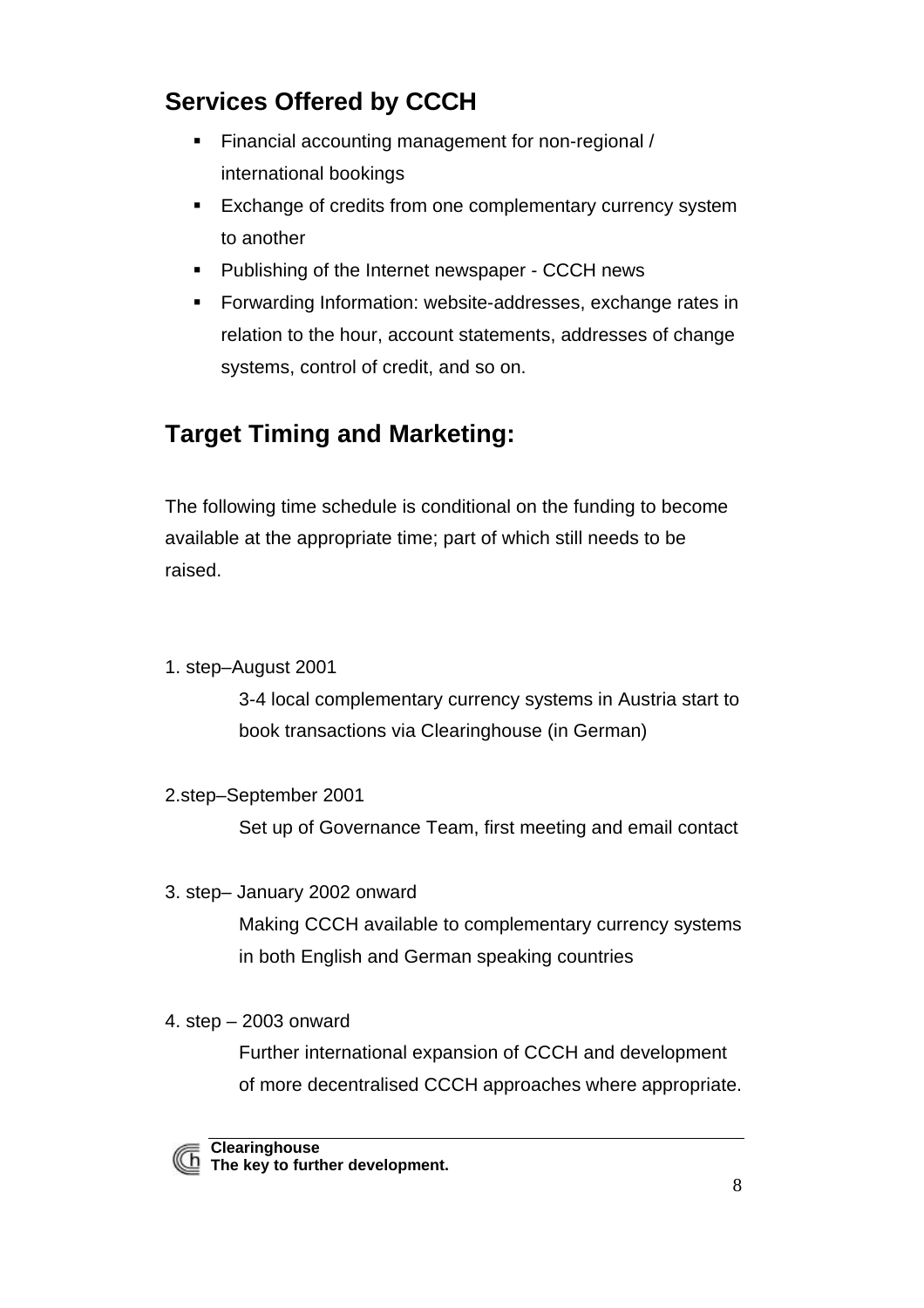## Services Offered by CCCH

- Financial accounting management for non-regional / international bookings
- Exchange of credits from one complementary currency system to another
- Publishing of the Internet newspaper - CCCH news
- Forwarding Information: website-addresses, exchange rates in relation to the hour, account statements, addresses of change systems, control of credit, and so on.

## Target Timing and Marketing:

The following time schedule is conditional on the funding to become available at the appropriate time; part of which still needs to be raised.

1. step–August 2001

   3-4 local complementary currency systems in Austria start to book transactions via Clearinghouse (in German)

2.step–September 2001

   Set up of Governance Team, first meeting and email contact

3. step– January 2002 onward

   Making CCCH available to complementary currency systems in both English and German speaking countries

4. step – 2003 onward

   Further international expansion of CCCH and development of more decentralised CCCH approaches where appropriate.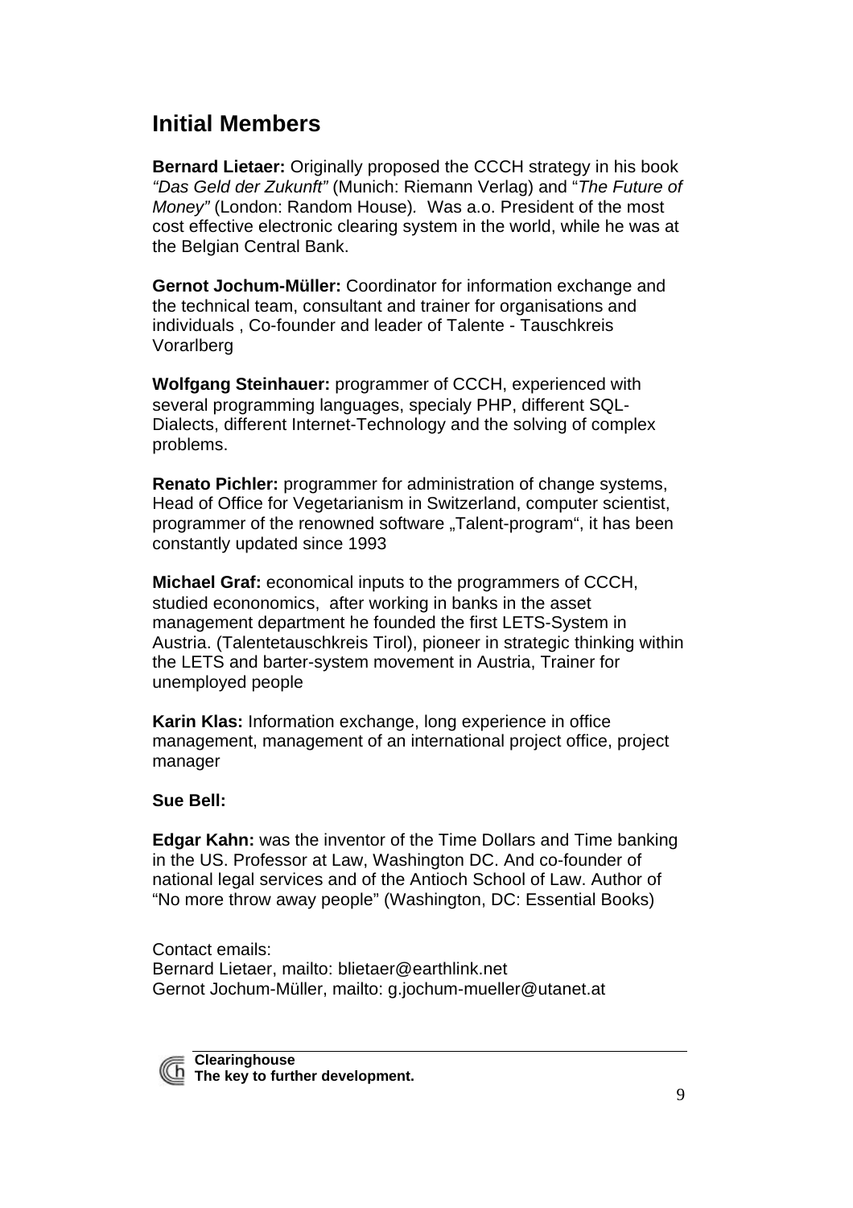## Initial Members

**Bernard Lietaer:** Originally proposed the CCCH strategy in his book *"Das Geld der Zukunft"* (Munich: Riemann Verlag) and "*The Future of Money"* (London: Random House). Was a.o. President of the most cost effective electronic clearing system in the world, while he was at the Belgian Central Bank.

**Gernot Jochum-Müller:** Coordinator for information exchange and the technical team, consultant and trainer for organisations and individuals , Co-founder and leader of Talente - Tauschkreis Vorarlberg

**Wolfgang Steinhauer:** programmer of CCCH, experienced with several programming languages, specialy PHP, different SQL-Dialects, different Internet-Technology and the solving of complex problems.

**Renato Pichler:** programmer for administration of change systems, Head of Office for Vegetarianism in Switzerland, computer scientist, programmer of the renowned software „Talent-program", it has been constantly updated since 1993

**Michael Graf:** economical inputs to the programmers of CCCH, studied econonomics, after working in banks in the asset management department he founded the first LETS-System in Austria. (Talentetauschkreis Tirol), pioneer in strategic thinking within the LETS and barter-system movement in Austria, Trainer for unemployed people

**Karin Klas:** Information exchange, long experience in office management, management of an international project office, project manager

**Sue Bell:**

**Edgar Kahn:** was the inventor of the Time Dollars and Time banking in the US. Professor at Law, Washington DC. And co-founder of national legal services and of the Antioch School of Law. Author of "No more throw away people" (Washington, DC: Essential Books)

Contact emails:
Bernard Lietaer, mailto: blietaer@earthlink.net
Gernot Jochum-Müller, mailto: g.jochum-mueller@utanet.at